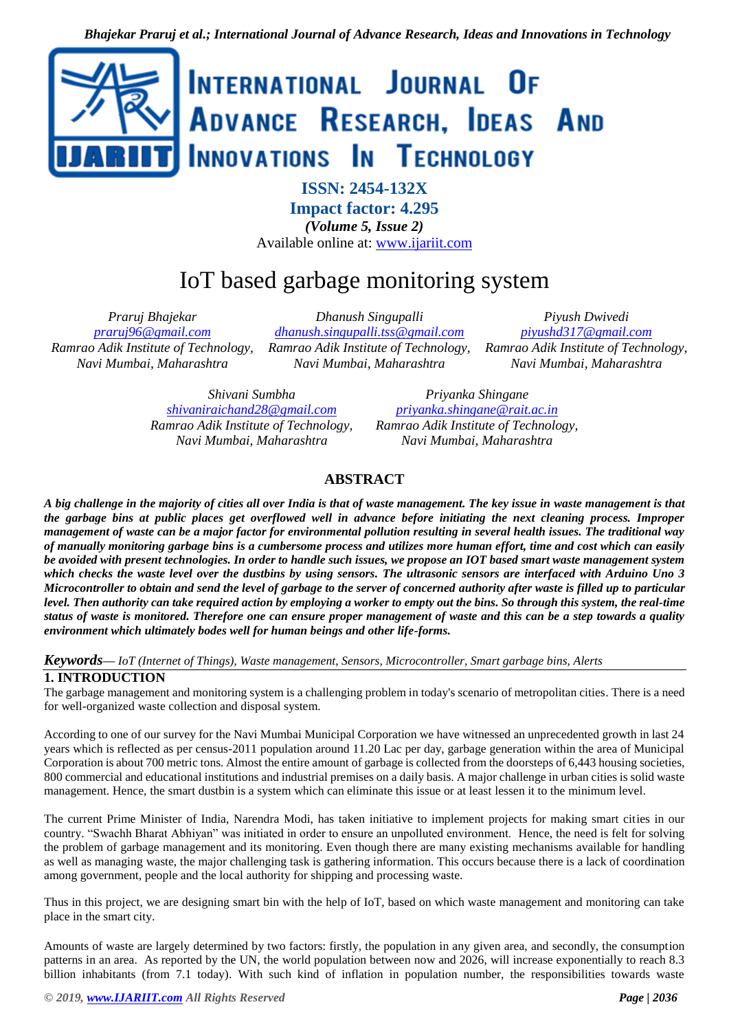ISSN: 2454-132X
Impact factor: 4.295
*(Volume 5, Issue 2)*
Available online at: www.ijariit.com

# IoT based garbage monitoring system

*Praruj Bhajekar*
praruj96@gmail.com
*Ramrao Adik Institute of Technology, Navi Mumbai, Maharashtra*

*Dhanush Singupalli*
dhanush.singupalli.tss@gmail.com
*Ramrao Adik Institute of Technology, Navi Mumbai, Maharashtra*

*Piyush Dwivedi*
piyushd317@gmail.com
*Ramrao Adik Institute of Technology, Navi Mumbai, Maharashtra*

*Shivani Sumbha*
shivaniraichand28@gmail.com
*Ramrao Adik Institute of Technology, Navi Mumbai, Maharashtra*

*Priyanka Shingane*
priyanka.shingane@rait.ac.in
*Ramrao Adik Institute of Technology, Navi Mumbai, Maharashtra*

## ABSTRACT

***A big challenge in the majority of cities all over India is that of waste management. The key issue in waste management is that the garbage bins at public places get overflowed well in advance before initiating the next cleaning process. Improper management of waste can be a major factor for environmental pollution resulting in several health issues. The traditional way of manually monitoring garbage bins is a cumbersome process and utilizes more human effort, time and cost which can easily be avoided with present technologies. In order to handle such issues, we propose an IOT based smart waste management system which checks the waste level over the dustbins by using sensors. The ultrasonic sensors are interfaced with Arduino Uno 3 Microcontroller to obtain and send the level of garbage to the server of concerned authority after waste is filled up to particular level. Then authority can take required action by employing a worker to empty out the bins. So through this system, the real-time status of waste is monitored. Therefore one can ensure proper management of waste and this can be a step towards a quality environment which ultimately bodes well for human beings and other life-forms.***

***Keywords****— IoT (Internet of Things), Waste management, Sensors, Microcontroller, Smart garbage bins, Alerts*

## 1. INTRODUCTION

The garbage management and monitoring system is a challenging problem in today's scenario of metropolitan cities. There is a need for well-organized waste collection and disposal system.

According to one of our survey for the Navi Mumbai Municipal Corporation we have witnessed an unprecedented growth in last 24 years which is reflected as per census-2011 population around 11.20 Lac per day, garbage generation within the area of Municipal Corporation is about 700 metric tons. Almost the entire amount of garbage is collected from the doorsteps of 6,443 housing societies, 800 commercial and educational institutions and industrial premises on a daily basis. A major challenge in urban cities is solid waste management. Hence, the smart dustbin is a system which can eliminate this issue or at least lessen it to the minimum level.

The current Prime Minister of India, Narendra Modi, has taken initiative to implement projects for making smart cities in our country. "Swachh Bharat Abhiyan" was initiated in order to ensure an unpolluted environment. Hence, the need is felt for solving the problem of garbage management and its monitoring. Even though there are many existing mechanisms available for handling as well as managing waste, the major challenging task is gathering information. This occurs because there is a lack of coordination among government, people and the local authority for shipping and processing waste.

Thus in this project, we are designing smart bin with the help of IoT, based on which waste management and monitoring can take place in the smart city.

Amounts of waste are largely determined by two factors: firstly, the population in any given area, and secondly, the consumption patterns in an area. As reported by the UN, the world population between now and 2026, will increase exponentially to reach 8.3 billion inhabitants (from 7.1 today). With such kind of inflation in population number, the responsibilities towards waste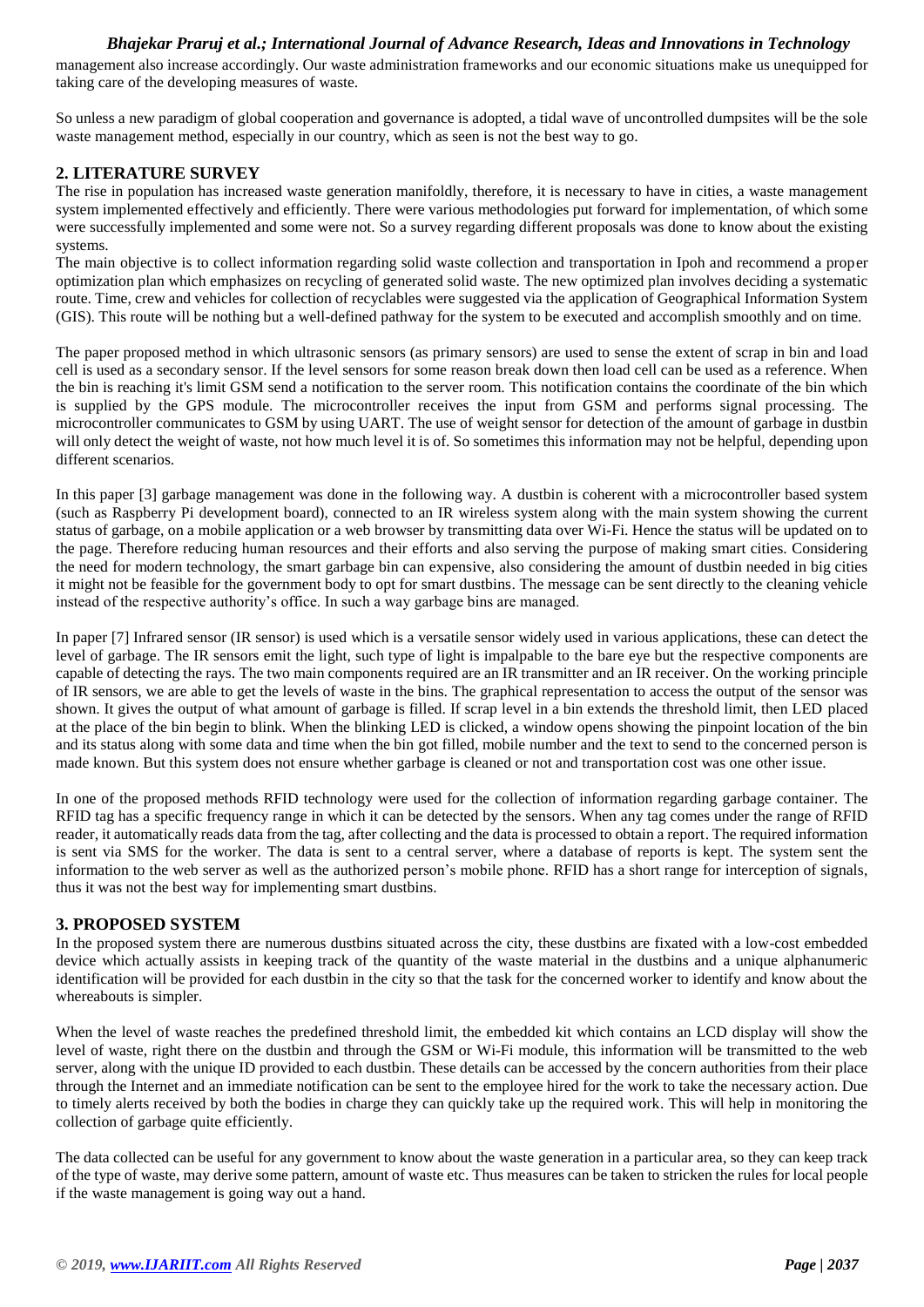management also increase accordingly. Our waste administration frameworks and our economic situations make us unequipped for taking care of the developing measures of waste.

So unless a new paradigm of global cooperation and governance is adopted, a tidal wave of uncontrolled dumpsites will be the sole waste management method, especially in our country, which as seen is not the best way to go.

## 2. LITERATURE SURVEY

The rise in population has increased waste generation manifoldly, therefore, it is necessary to have in cities, a waste management system implemented effectively and efficiently. There were various methodologies put forward for implementation, of which some were successfully implemented and some were not. So a survey regarding different proposals was done to know about the existing systems.

The main objective is to collect information regarding solid waste collection and transportation in Ipoh and recommend a proper optimization plan which emphasizes on recycling of generated solid waste. The new optimized plan involves deciding a systematic route. Time, crew and vehicles for collection of recyclables were suggested via the application of Geographical Information System (GIS). This route will be nothing but a well-defined pathway for the system to be executed and accomplish smoothly and on time.

The paper proposed method in which ultrasonic sensors (as primary sensors) are used to sense the extent of scrap in bin and load cell is used as a secondary sensor. If the level sensors for some reason break down then load cell can be used as a reference. When the bin is reaching it's limit GSM send a notification to the server room. This notification contains the coordinate of the bin which is supplied by the GPS module. The microcontroller receives the input from GSM and performs signal processing. The microcontroller communicates to GSM by using UART. The use of weight sensor for detection of the amount of garbage in dustbin will only detect the weight of waste, not how much level it is of. So sometimes this information may not be helpful, depending upon different scenarios.

In this paper [3] garbage management was done in the following way. A dustbin is coherent with a microcontroller based system (such as Raspberry Pi development board), connected to an IR wireless system along with the main system showing the current status of garbage, on a mobile application or a web browser by transmitting data over Wi-Fi. Hence the status will be updated on to the page. Therefore reducing human resources and their efforts and also serving the purpose of making smart cities. Considering the need for modern technology, the smart garbage bin can expensive, also considering the amount of dustbin needed in big cities it might not be feasible for the government body to opt for smart dustbins. The message can be sent directly to the cleaning vehicle instead of the respective authority's office. In such a way garbage bins are managed.

In paper [7] Infrared sensor (IR sensor) is used which is a versatile sensor widely used in various applications, these can detect the level of garbage. The IR sensors emit the light, such type of light is impalpable to the bare eye but the respective components are capable of detecting the rays. The two main components required are an IR transmitter and an IR receiver. On the working principle of IR sensors, we are able to get the levels of waste in the bins. The graphical representation to access the output of the sensor was shown. It gives the output of what amount of garbage is filled. If scrap level in a bin extends the threshold limit, then LED placed at the place of the bin begin to blink. When the blinking LED is clicked, a window opens showing the pinpoint location of the bin and its status along with some data and time when the bin got filled, mobile number and the text to send to the concerned person is made known. But this system does not ensure whether garbage is cleaned or not and transportation cost was one other issue.

In one of the proposed methods RFID technology were used for the collection of information regarding garbage container. The RFID tag has a specific frequency range in which it can be detected by the sensors. When any tag comes under the range of RFID reader, it automatically reads data from the tag, after collecting and the data is processed to obtain a report. The required information is sent via SMS for the worker. The data is sent to a central server, where a database of reports is kept. The system sent the information to the web server as well as the authorized person's mobile phone. RFID has a short range for interception of signals, thus it was not the best way for implementing smart dustbins.

## 3. PROPOSED SYSTEM

In the proposed system there are numerous dustbins situated across the city, these dustbins are fixated with a low-cost embedded device which actually assists in keeping track of the quantity of the waste material in the dustbins and a unique alphanumeric identification will be provided for each dustbin in the city so that the task for the concerned worker to identify and know about the whereabouts is simpler.

When the level of waste reaches the predefined threshold limit, the embedded kit which contains an LCD display will show the level of waste, right there on the dustbin and through the GSM or Wi-Fi module, this information will be transmitted to the web server, along with the unique ID provided to each dustbin. These details can be accessed by the concern authorities from their place through the Internet and an immediate notification can be sent to the employee hired for the work to take the necessary action. Due to timely alerts received by both the bodies in charge they can quickly take up the required work. This will help in monitoring the collection of garbage quite efficiently.

The data collected can be useful for any government to know about the waste generation in a particular area, so they can keep track of the type of waste, may derive some pattern, amount of waste etc. Thus measures can be taken to stricken the rules for local people if the waste management is going way out a hand.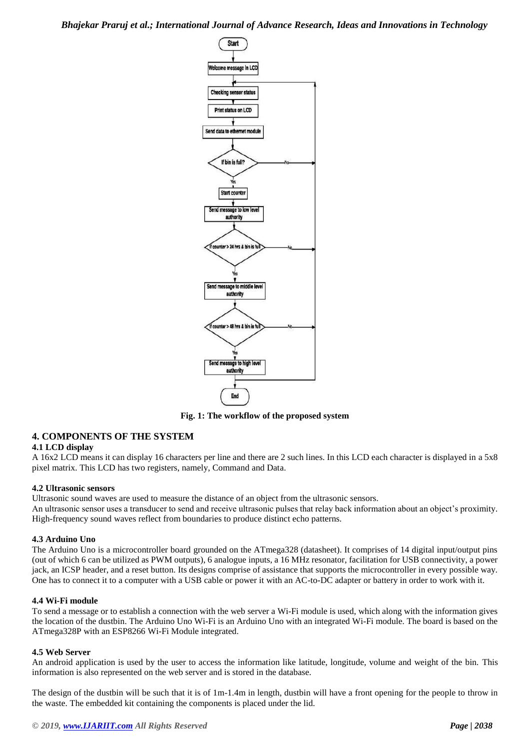Fig. 1: The workflow of the proposed system

## 4. COMPONENTS OF THE SYSTEM

### 4.1 LCD display

A 16x2 LCD means it can display 16 characters per line and there are 2 such lines. In this LCD each character is displayed in a 5x8 pixel matrix. This LCD has two registers, namely, Command and Data.

### 4.2 Ultrasonic sensors

Ultrasonic sound waves are used to measure the distance of an object from the ultrasonic sensors.

An ultrasonic sensor uses a transducer to send and receive ultrasonic pulses that relay back information about an object's proximity. High-frequency sound waves reflect from boundaries to produce distinct echo patterns.

### 4.3 Arduino Uno

The Arduino Uno is a microcontroller board grounded on the ATmega328 (datasheet). It comprises of 14 digital input/output pins (out of which 6 can be utilized as PWM outputs), 6 analogue inputs, a 16 MHz resonator, facilitation for USB connectivity, a power jack, an ICSP header, and a reset button. Its designs comprise of assistance that supports the microcontroller in every possible way. One has to connect it to a computer with a USB cable or power it with an AC-to-DC adapter or battery in order to work with it.

### 4.4 Wi-Fi module

To send a message or to establish a connection with the web server a Wi-Fi module is used, which along with the information gives the location of the dustbin. The Arduino Uno Wi-Fi is an Arduino Uno with an integrated Wi-Fi module. The board is based on the ATmega328P with an ESP8266 Wi-Fi Module integrated.

### 4.5 Web Server

An android application is used by the user to access the information like latitude, longitude, volume and weight of the bin. This information is also represented on the web server and is stored in the database.

The design of the dustbin will be such that it is of 1m-1.4m in length, dustbin will have a front opening for the people to throw in the waste. The embedded kit containing the components is placed under the lid.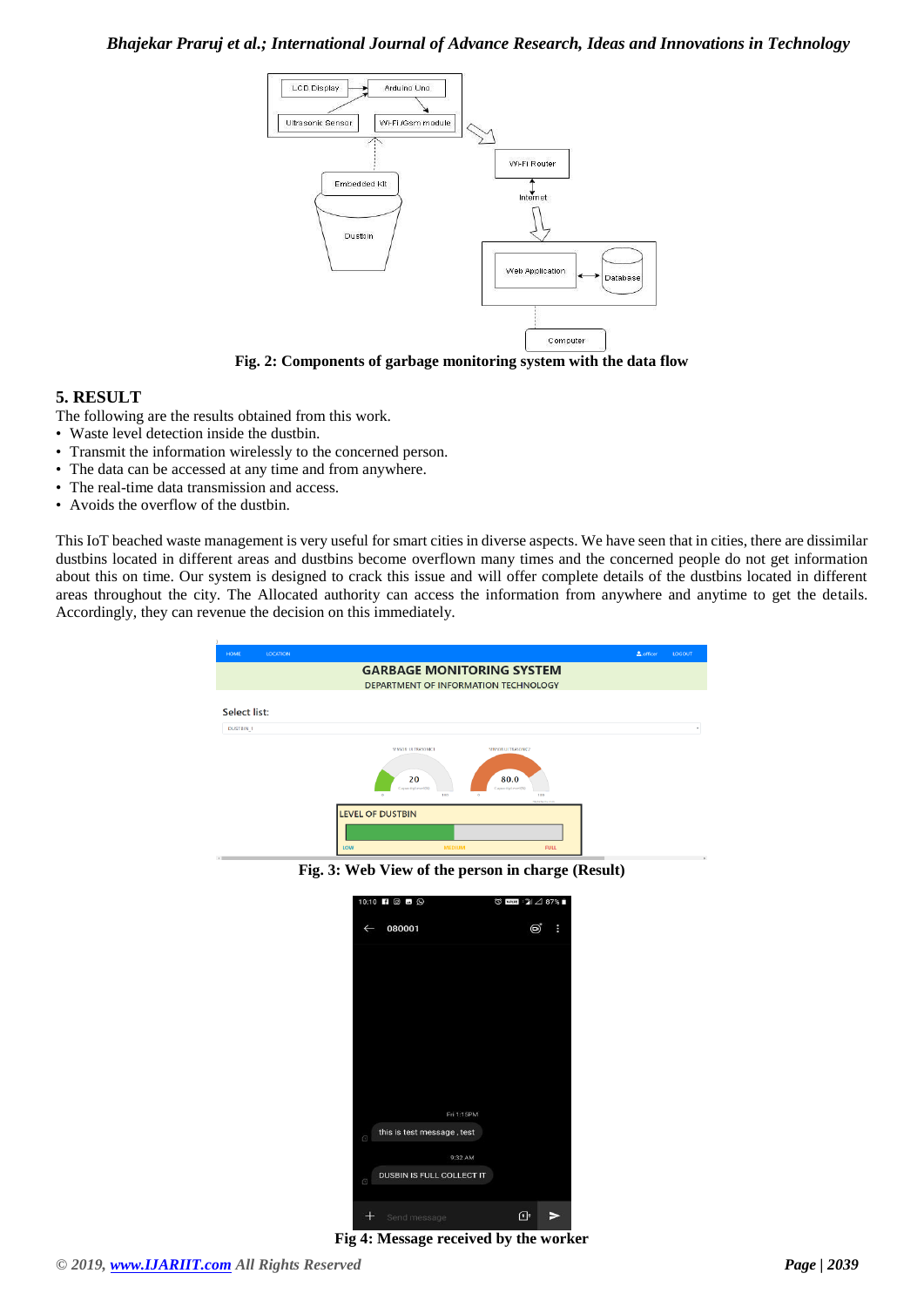Fig. 2: Components of garbage monitoring system with the data flow

## 5. RESULT

The following are the results obtained from this work.

- Waste level detection inside the dustbin.
- Transmit the information wirelessly to the concerned person.
- The data can be accessed at any time and from anywhere.
- The real-time data transmission and access.
- Avoids the overflow of the dustbin.

This IoT beached waste management is very useful for smart cities in diverse aspects. We have seen that in cities, there are dissimilar dustbins located in different areas and dustbins become overflown many times and the concerned people do not get information about this on time. Our system is designed to crack this issue and will offer complete details of the dustbins located in different areas throughout the city. The Allocated authority can access the information from anywhere and anytime to get the details. Accordingly, they can revenue the decision on this immediately.

Fig. 3: Web View of the person in charge (Result)

Fig 4: Message received by the worker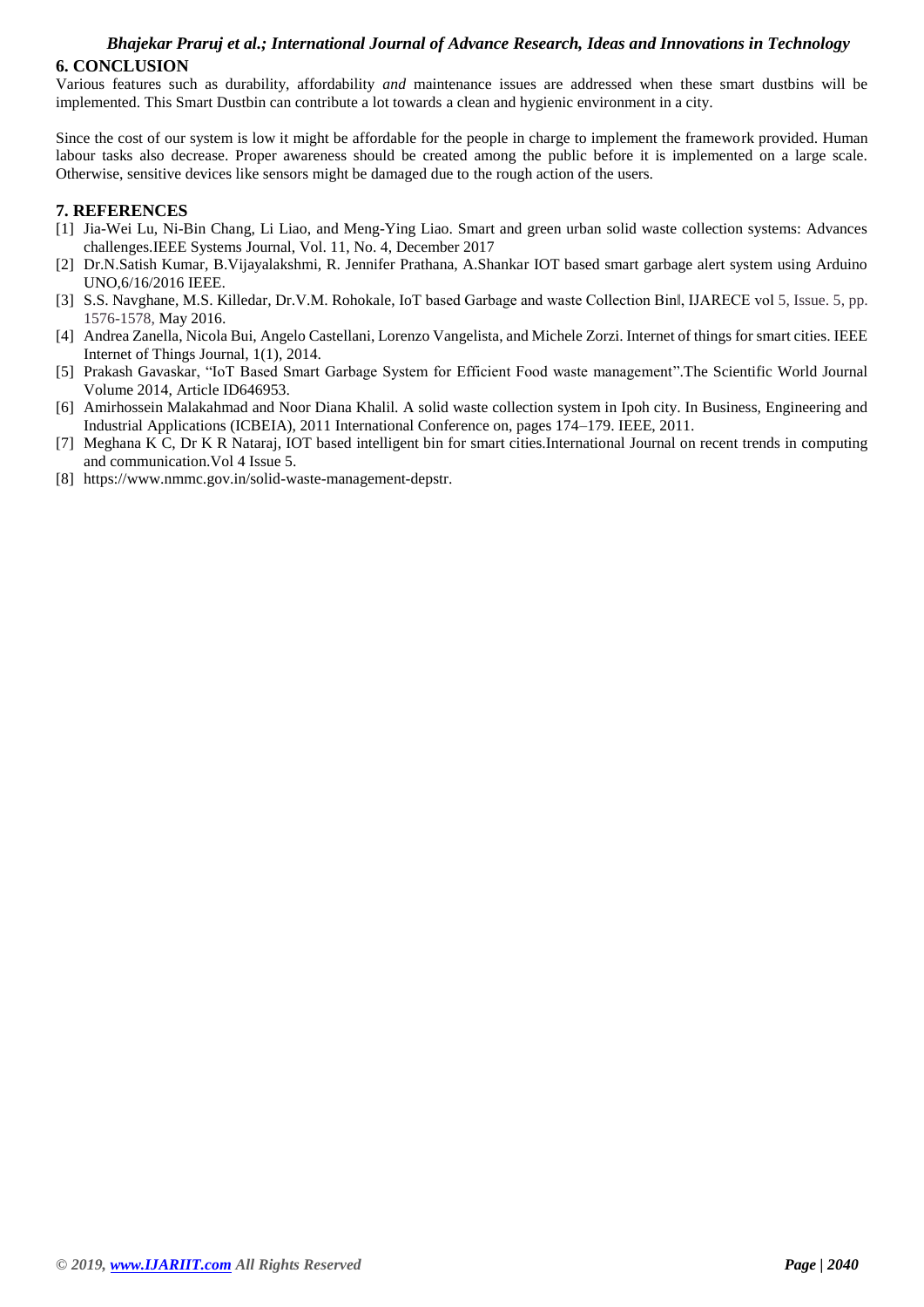## 6. CONCLUSION

Various features such as durability, affordability *and* maintenance issues are addressed when these smart dustbins will be implemented. This Smart Dustbin can contribute a lot towards a clean and hygienic environment in a city.

Since the cost of our system is low it might be affordable for the people in charge to implement the framework provided. Human labour tasks also decrease. Proper awareness should be created among the public before it is implemented on a large scale. Otherwise, sensitive devices like sensors might be damaged due to the rough action of the users.

## 7. REFERENCES

[1] Jia-Wei Lu, Ni-Bin Chang, Li Liao, and Meng-Ying Liao. Smart and green urban solid waste collection systems: Advances challenges.IEEE Systems Journal, Vol. 11, No. 4, December 2017

[2] Dr.N.Satish Kumar, B.Vijayalakshmi, R. Jennifer Prathana, A.Shankar IOT based smart garbage alert system using Arduino UNO,6/16/2016 IEEE.

[3] S.S. Navghane, M.S. Killedar, Dr.V.M. Rohokale, IoT based Garbage and waste Collection Bin‖, IJARECE vol 5, Issue. 5, pp. 1576-1578, May 2016.

[4] Andrea Zanella, Nicola Bui, Angelo Castellani, Lorenzo Vangelista, and Michele Zorzi. Internet of things for smart cities. IEEE Internet of Things Journal, 1(1), 2014.

[5] Prakash Gavaskar, "IoT Based Smart Garbage System for Efficient Food waste management".The Scientific World Journal Volume 2014, Article ID646953.

[6] Amirhossein Malakahmad and Noor Diana Khalil. A solid waste collection system in Ipoh city. In Business, Engineering and Industrial Applications (ICBEIA), 2011 International Conference on, pages 174–179. IEEE, 2011.

[7] Meghana K C, Dr K R Nataraj, IOT based intelligent bin for smart cities.International Journal on recent trends in computing and communication.Vol 4 Issue 5.

[8] https://www.nmmc.gov.in/solid-waste-management-depstr.